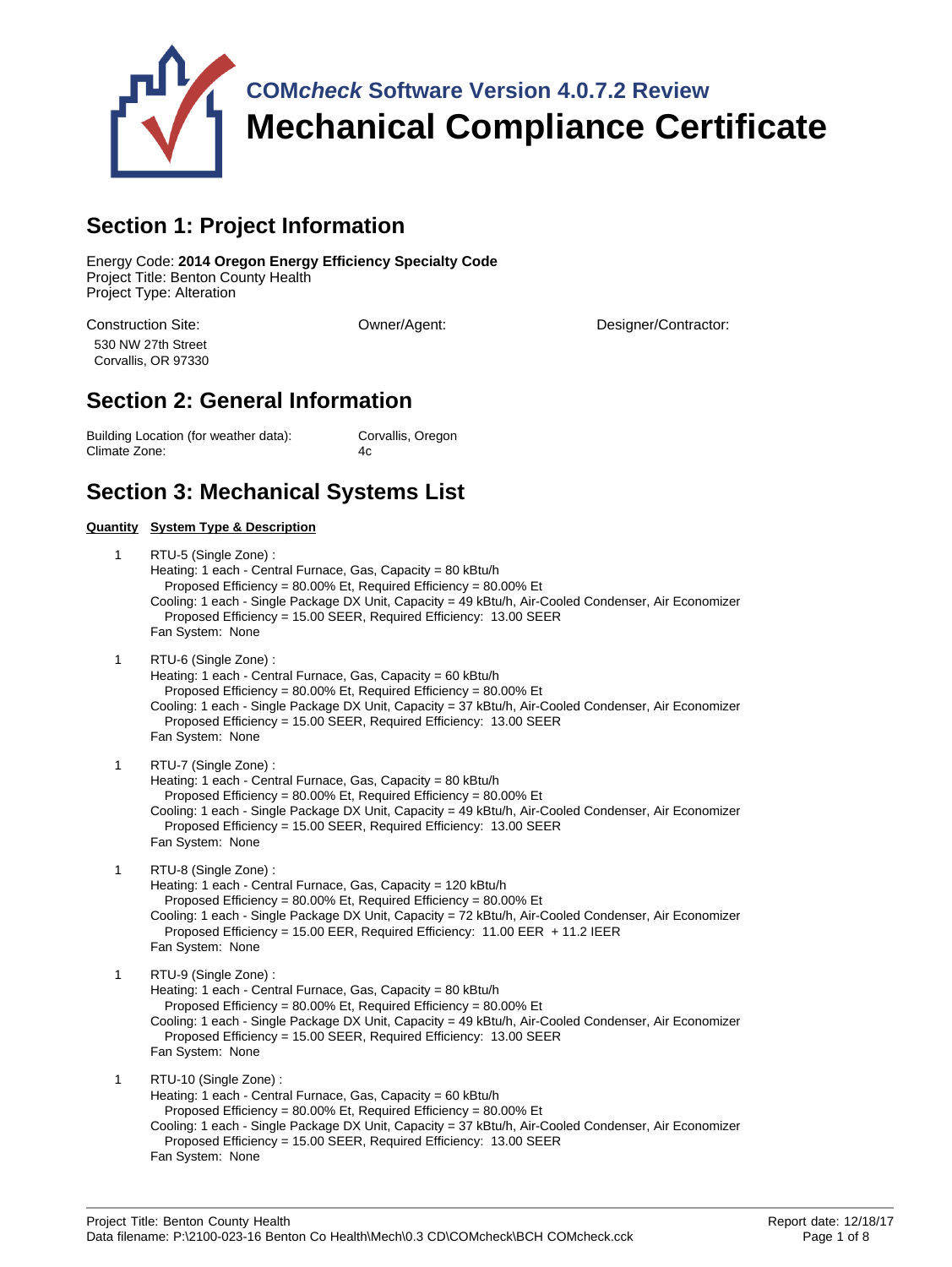# COM*check* Software Version 4.0.7.2 Review
# Mechanical Compliance Certificate

## Section 1: Project Information

Energy Code: **2014 Oregon Energy Efficiency Specialty Code**
Project Title: Benton County Health
Project Type: Alteration

Construction Site:
530 NW 27th Street
Corvallis, OR 97330

Owner/Agent:

Designer/Contractor:

## Section 2: General Information

Building Location (for weather data): Corvallis, Oregon
Climate Zone: 4c

## Section 3: Mechanical Systems List

| Quantity | System Type & Description |
|---|---|
| 1 | RTU-5 (Single Zone) :<br>Heating: 1 each - Central Furnace, Gas, Capacity = 80 kBtu/h<br>Proposed Efficiency = 80.00% Et, Required Efficiency = 80.00% Et<br>Cooling: 1 each - Single Package DX Unit, Capacity = 49 kBtu/h, Air-Cooled Condenser, Air Economizer<br>Proposed Efficiency = 15.00 SEER, Required Efficiency: 13.00 SEER<br>Fan System: None |
| 1 | RTU-6 (Single Zone) :<br>Heating: 1 each - Central Furnace, Gas, Capacity = 60 kBtu/h<br>Proposed Efficiency = 80.00% Et, Required Efficiency = 80.00% Et<br>Cooling: 1 each - Single Package DX Unit, Capacity = 37 kBtu/h, Air-Cooled Condenser, Air Economizer<br>Proposed Efficiency = 15.00 SEER, Required Efficiency: 13.00 SEER<br>Fan System: None |
| 1 | RTU-7 (Single Zone) :<br>Heating: 1 each - Central Furnace, Gas, Capacity = 80 kBtu/h<br>Proposed Efficiency = 80.00% Et, Required Efficiency = 80.00% Et<br>Cooling: 1 each - Single Package DX Unit, Capacity = 49 kBtu/h, Air-Cooled Condenser, Air Economizer<br>Proposed Efficiency = 15.00 SEER, Required Efficiency: 13.00 SEER<br>Fan System: None |
| 1 | RTU-8 (Single Zone) :<br>Heating: 1 each - Central Furnace, Gas, Capacity = 120 kBtu/h<br>Proposed Efficiency = 80.00% Et, Required Efficiency = 80.00% Et<br>Cooling: 1 each - Single Package DX Unit, Capacity = 72 kBtu/h, Air-Cooled Condenser, Air Economizer<br>Proposed Efficiency = 15.00 EER, Required Efficiency: 11.00 EER + 11.2 IEER<br>Fan System: None |
| 1 | RTU-9 (Single Zone) :<br>Heating: 1 each - Central Furnace, Gas, Capacity = 80 kBtu/h<br>Proposed Efficiency = 80.00% Et, Required Efficiency = 80.00% Et<br>Cooling: 1 each - Single Package DX Unit, Capacity = 49 kBtu/h, Air-Cooled Condenser, Air Economizer<br>Proposed Efficiency = 15.00 SEER, Required Efficiency: 13.00 SEER<br>Fan System: None |
| 1 | RTU-10 (Single Zone) :<br>Heating: 1 each - Central Furnace, Gas, Capacity = 60 kBtu/h<br>Proposed Efficiency = 80.00% Et, Required Efficiency = 80.00% Et<br>Cooling: 1 each - Single Package DX Unit, Capacity = 37 kBtu/h, Air-Cooled Condenser, Air Economizer<br>Proposed Efficiency = 15.00 SEER, Required Efficiency: 13.00 SEER<br>Fan System: None |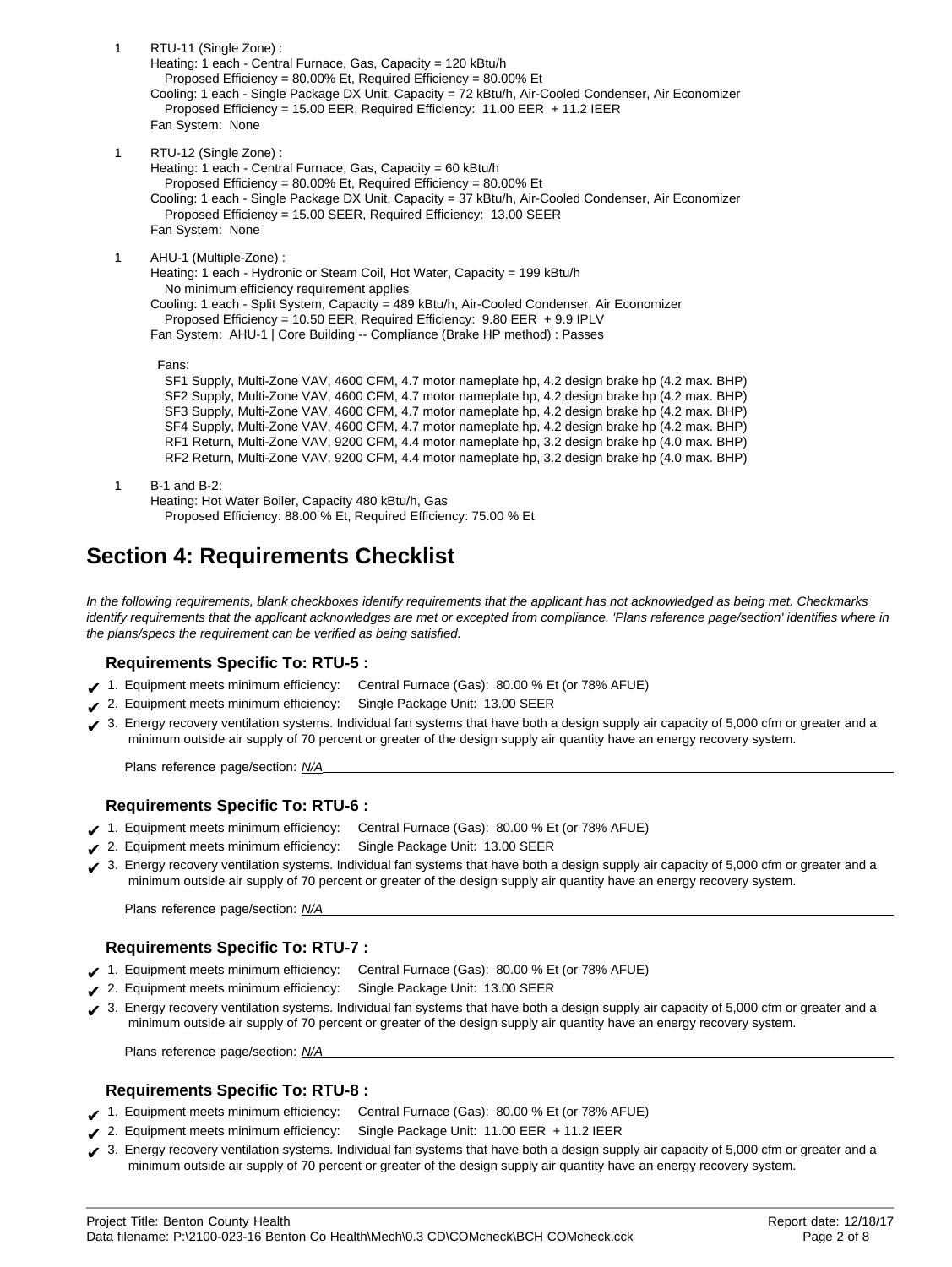1 RTU-11 (Single Zone) :
Heating: 1 each - Central Furnace, Gas, Capacity = 120 kBtu/h
Proposed Efficiency = 80.00% Et, Required Efficiency = 80.00% Et
Cooling: 1 each - Single Package DX Unit, Capacity = 72 kBtu/h, Air-Cooled Condenser, Air Economizer
Proposed Efficiency = 15.00 EER, Required Efficiency: 11.00 EER + 11.2 IEER
Fan System: None

1 RTU-12 (Single Zone) :
Heating: 1 each - Central Furnace, Gas, Capacity = 60 kBtu/h
Proposed Efficiency = 80.00% Et, Required Efficiency = 80.00% Et
Cooling: 1 each - Single Package DX Unit, Capacity = 37 kBtu/h, Air-Cooled Condenser, Air Economizer
Proposed Efficiency = 15.00 SEER, Required Efficiency: 13.00 SEER
Fan System: None

1 AHU-1 (Multiple-Zone) :
Heating: 1 each - Hydronic or Steam Coil, Hot Water, Capacity = 199 kBtu/h
No minimum efficiency requirement applies
Cooling: 1 each - Split System, Capacity = 489 kBtu/h, Air-Cooled Condenser, Air Economizer
Proposed Efficiency = 10.50 EER, Required Efficiency: 9.80 EER + 9.9 IPLV
Fan System: AHU-1 | Core Building -- Compliance (Brake HP method) : Passes

Fans:
SF1 Supply, Multi-Zone VAV, 4600 CFM, 4.7 motor nameplate hp, 4.2 design brake hp (4.2 max. BHP)
SF2 Supply, Multi-Zone VAV, 4600 CFM, 4.7 motor nameplate hp, 4.2 design brake hp (4.2 max. BHP)
SF3 Supply, Multi-Zone VAV, 4600 CFM, 4.7 motor nameplate hp, 4.2 design brake hp (4.2 max. BHP)
SF4 Supply, Multi-Zone VAV, 4600 CFM, 4.7 motor nameplate hp, 4.2 design brake hp (4.2 max. BHP)
RF1 Return, Multi-Zone VAV, 9200 CFM, 4.4 motor nameplate hp, 3.2 design brake hp (4.0 max. BHP)
RF2 Return, Multi-Zone VAV, 9200 CFM, 4.4 motor nameplate hp, 3.2 design brake hp (4.0 max. BHP)

1 B-1 and B-2:
Heating: Hot Water Boiler, Capacity 480 kBtu/h, Gas
Proposed Efficiency: 88.00 % Et, Required Efficiency: 75.00 % Et

## Section 4: Requirements Checklist

*In the following requirements, blank checkboxes identify requirements that the applicant has not acknowledged as being met. Checkmarks identify requirements that the applicant acknowledges are met or excepted from compliance. 'Plans reference page/section' identifies where in the plans/specs the requirement can be verified as being satisfied.*

### Requirements Specific To: RTU-5 :

✔ 1. Equipment meets minimum efficiency: Central Furnace (Gas): 80.00 % Et (or 78% AFUE)
✔ 2. Equipment meets minimum efficiency: Single Package Unit: 13.00 SEER
✔ 3. Energy recovery ventilation systems. Individual fan systems that have both a design supply air capacity of 5,000 cfm or greater and a minimum outside air supply of 70 percent or greater of the design supply air quantity have an energy recovery system.

Plans reference page/section: *N/A*

### Requirements Specific To: RTU-6 :

✔ 1. Equipment meets minimum efficiency: Central Furnace (Gas): 80.00 % Et (or 78% AFUE)
✔ 2. Equipment meets minimum efficiency: Single Package Unit: 13.00 SEER
✔ 3. Energy recovery ventilation systems. Individual fan systems that have both a design supply air capacity of 5,000 cfm or greater and a minimum outside air supply of 70 percent or greater of the design supply air quantity have an energy recovery system.

Plans reference page/section: *N/A*

### Requirements Specific To: RTU-7 :

✔ 1. Equipment meets minimum efficiency: Central Furnace (Gas): 80.00 % Et (or 78% AFUE)
✔ 2. Equipment meets minimum efficiency: Single Package Unit: 13.00 SEER
✔ 3. Energy recovery ventilation systems. Individual fan systems that have both a design supply air capacity of 5,000 cfm or greater and a minimum outside air supply of 70 percent or greater of the design supply air quantity have an energy recovery system.

Plans reference page/section: *N/A*

### Requirements Specific To: RTU-8 :

✔ 1. Equipment meets minimum efficiency: Central Furnace (Gas): 80.00 % Et (or 78% AFUE)
✔ 2. Equipment meets minimum efficiency: Single Package Unit: 11.00 EER + 11.2 IEER
✔ 3. Energy recovery ventilation systems. Individual fan systems that have both a design supply air capacity of 5,000 cfm or greater and a minimum outside air supply of 70 percent or greater of the design supply air quantity have an energy recovery system.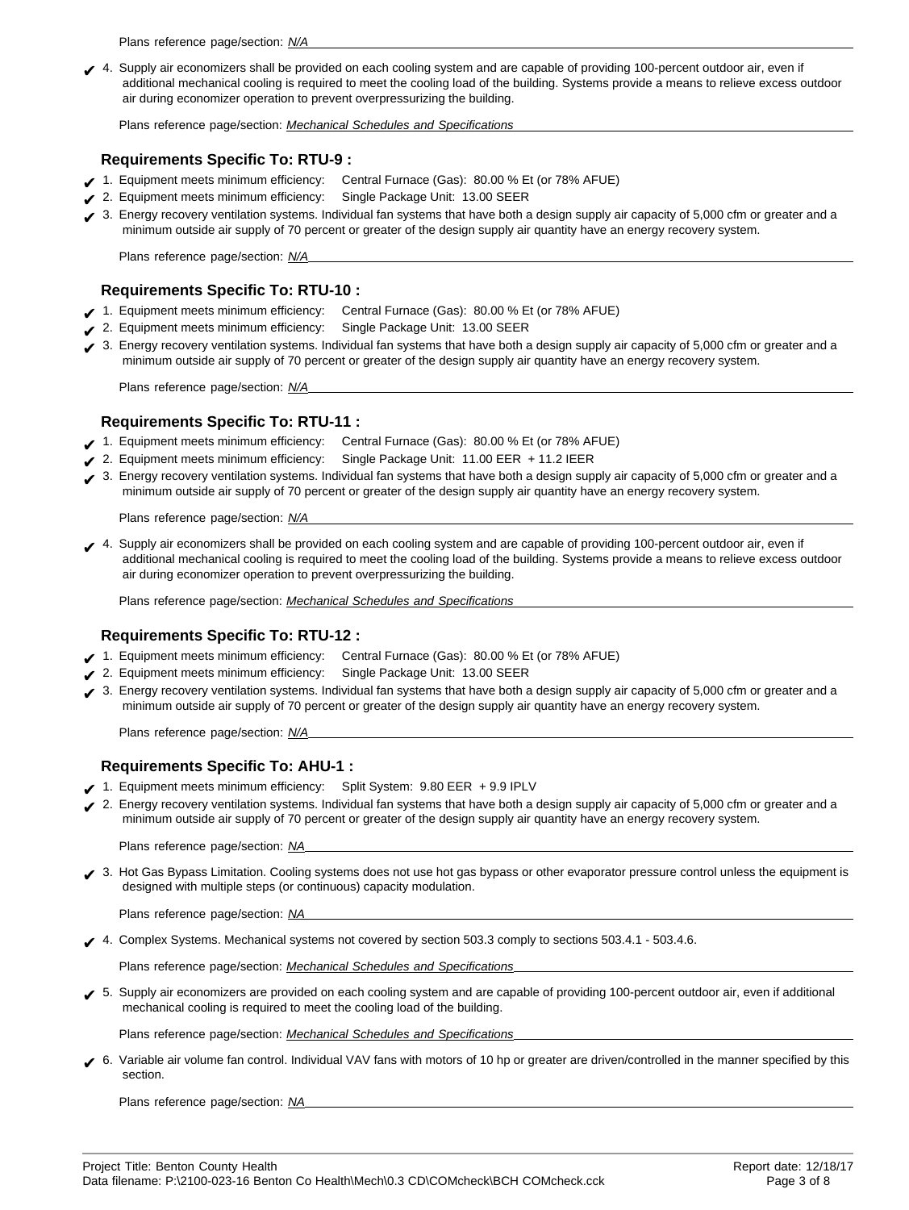Plans reference page/section: *N/A*

✔ 4. Supply air economizers shall be provided on each cooling system and are capable of providing 100-percent outdoor air, even if additional mechanical cooling is required to meet the cooling load of the building. Systems provide a means to relieve excess outdoor air during economizer operation to prevent overpressurizing the building.

Plans reference page/section: *Mechanical Schedules and Specifications*

### Requirements Specific To: RTU-9 :

✔ 1. Equipment meets minimum efficiency: Central Furnace (Gas): 80.00 % Et (or 78% AFUE)

✔ 2. Equipment meets minimum efficiency: Single Package Unit: 13.00 SEER

✔ 3. Energy recovery ventilation systems. Individual fan systems that have both a design supply air capacity of 5,000 cfm or greater and a minimum outside air supply of 70 percent or greater of the design supply air quantity have an energy recovery system.

Plans reference page/section: *N/A*

### Requirements Specific To: RTU-10 :

✔ 1. Equipment meets minimum efficiency: Central Furnace (Gas): 80.00 % Et (or 78% AFUE)

✔ 2. Equipment meets minimum efficiency: Single Package Unit: 13.00 SEER

✔ 3. Energy recovery ventilation systems. Individual fan systems that have both a design supply air capacity of 5,000 cfm or greater and a minimum outside air supply of 70 percent or greater of the design supply air quantity have an energy recovery system.

Plans reference page/section: *N/A*

### Requirements Specific To: RTU-11 :

✔ 1. Equipment meets minimum efficiency: Central Furnace (Gas): 80.00 % Et (or 78% AFUE)

✔ 2. Equipment meets minimum efficiency: Single Package Unit: 11.00 EER + 11.2 IEER

✔ 3. Energy recovery ventilation systems. Individual fan systems that have both a design supply air capacity of 5,000 cfm or greater and a minimum outside air supply of 70 percent or greater of the design supply air quantity have an energy recovery system.

Plans reference page/section: *N/A*

✔ 4. Supply air economizers shall be provided on each cooling system and are capable of providing 100-percent outdoor air, even if additional mechanical cooling is required to meet the cooling load of the building. Systems provide a means to relieve excess outdoor air during economizer operation to prevent overpressurizing the building.

Plans reference page/section: *Mechanical Schedules and Specifications*

### Requirements Specific To: RTU-12 :

✔ 1. Equipment meets minimum efficiency: Central Furnace (Gas): 80.00 % Et (or 78% AFUE)

✔ 2. Equipment meets minimum efficiency: Single Package Unit: 13.00 SEER

✔ 3. Energy recovery ventilation systems. Individual fan systems that have both a design supply air capacity of 5,000 cfm or greater and a minimum outside air supply of 70 percent or greater of the design supply air quantity have an energy recovery system.

Plans reference page/section: *N/A*

### Requirements Specific To: AHU-1 :

✔ 1. Equipment meets minimum efficiency: Split System: 9.80 EER + 9.9 IPLV

✔ 2. Energy recovery ventilation systems. Individual fan systems that have both a design supply air capacity of 5,000 cfm or greater and a minimum outside air supply of 70 percent or greater of the design supply air quantity have an energy recovery system.

Plans reference page/section: *NA*

✔ 3. Hot Gas Bypass Limitation. Cooling systems does not use hot gas bypass or other evaporator pressure control unless the equipment is designed with multiple steps (or continuous) capacity modulation.

Plans reference page/section: *NA*

✔ 4. Complex Systems. Mechanical systems not covered by section 503.3 comply to sections 503.4.1 - 503.4.6.

Plans reference page/section: *Mechanical Schedules and Specifications*

✔ 5. Supply air economizers are provided on each cooling system and are capable of providing 100-percent outdoor air, even if additional mechanical cooling is required to meet the cooling load of the building.

Plans reference page/section: *Mechanical Schedules and Specifications*

✔ 6. Variable air volume fan control. Individual VAV fans with motors of 10 hp or greater are driven/controlled in the manner specified by this section.

Plans reference page/section: *NA*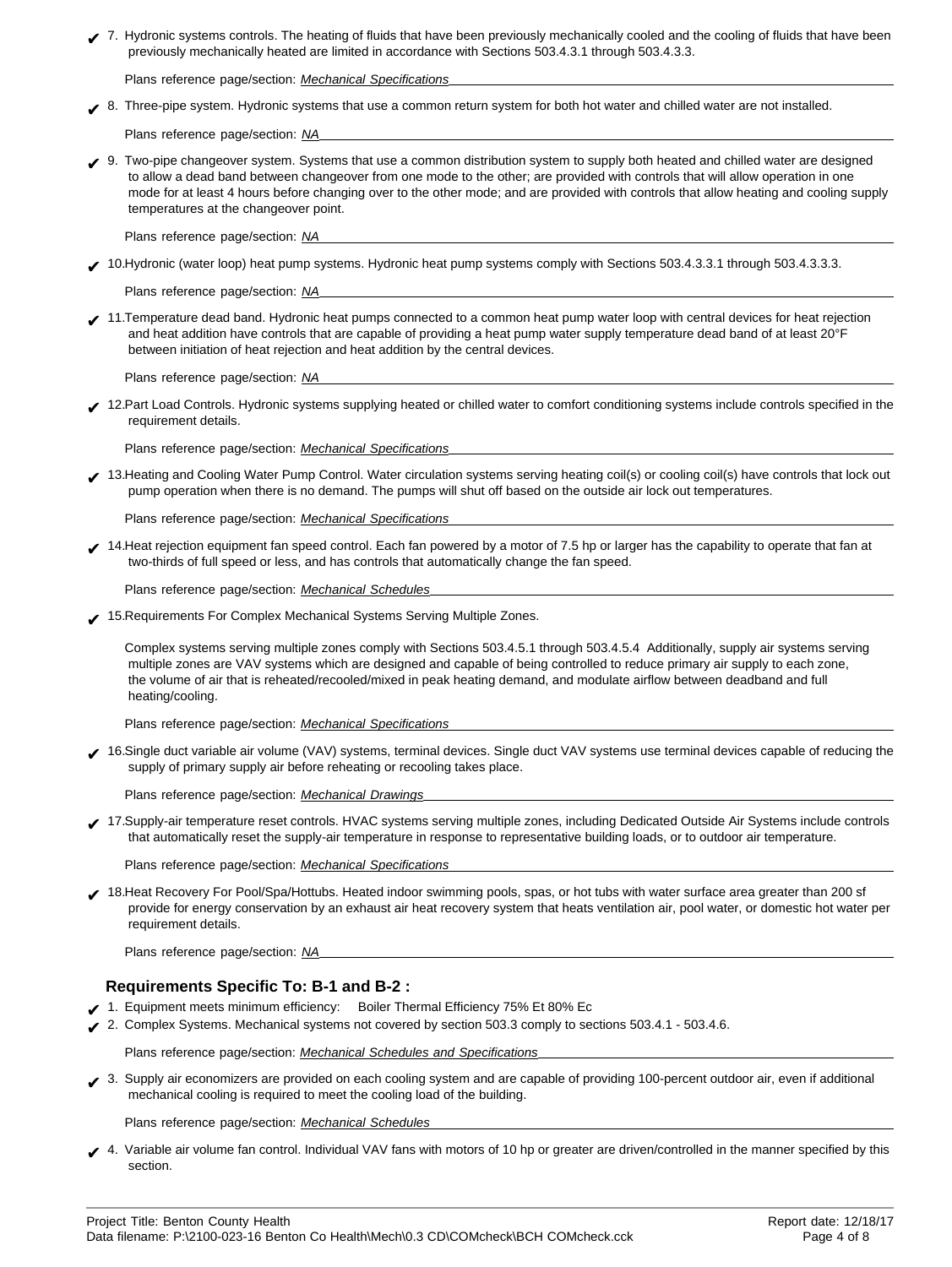✔ 7. Hydronic systems controls. The heating of fluids that have been previously mechanically cooled and the cooling of fluids that have been previously mechanically heated are limited in accordance with Sections 503.4.3.1 through 503.4.3.3.

Plans reference page/section: *Mechanical Specifications*

✔ 8. Three-pipe system. Hydronic systems that use a common return system for both hot water and chilled water are not installed.

Plans reference page/section: *NA*

✔ 9. Two-pipe changeover system. Systems that use a common distribution system to supply both heated and chilled water are designed to allow a dead band between changeover from one mode to the other; are provided with controls that will allow operation in one mode for at least 4 hours before changing over to the other mode; and are provided with controls that allow heating and cooling supply temperatures at the changeover point.

Plans reference page/section: *NA*

✔ 10. Hydronic (water loop) heat pump systems. Hydronic heat pump systems comply with Sections 503.4.3.3.1 through 503.4.3.3.3.

Plans reference page/section: *NA*

✔ 11. Temperature dead band. Hydronic heat pumps connected to a common heat pump water loop with central devices for heat rejection and heat addition have controls that are capable of providing a heat pump water supply temperature dead band of at least 20°F between initiation of heat rejection and heat addition by the central devices.

Plans reference page/section: *NA*

✔ 12. Part Load Controls. Hydronic systems supplying heated or chilled water to comfort conditioning systems include controls specified in the requirement details.

Plans reference page/section: *Mechanical Specifications*

✔ 13. Heating and Cooling Water Pump Control. Water circulation systems serving heating coil(s) or cooling coil(s) have controls that lock out pump operation when there is no demand. The pumps will shut off based on the outside air lock out temperatures.

Plans reference page/section: *Mechanical Specifications*

✔ 14. Heat rejection equipment fan speed control. Each fan powered by a motor of 7.5 hp or larger has the capability to operate that fan at two-thirds of full speed or less, and has controls that automatically change the fan speed.

Plans reference page/section: *Mechanical Schedules*

✔ 15. Requirements For Complex Mechanical Systems Serving Multiple Zones.

Complex systems serving multiple zones comply with Sections 503.4.5.1 through 503.4.5.4 Additionally, supply air systems serving multiple zones are VAV systems which are designed and capable of being controlled to reduce primary air supply to each zone, the volume of air that is reheated/recooled/mixed in peak heating demand, and modulate airflow between deadband and full heating/cooling.

Plans reference page/section: *Mechanical Specifications*

✔ 16. Single duct variable air volume (VAV) systems, terminal devices. Single duct VAV systems use terminal devices capable of reducing the supply of primary supply air before reheating or recooling takes place.

Plans reference page/section: *Mechanical Drawings*

✔ 17. Supply-air temperature reset controls. HVAC systems serving multiple zones, including Dedicated Outside Air Systems include controls that automatically reset the supply-air temperature in response to representative building loads, or to outdoor air temperature.

Plans reference page/section: *Mechanical Specifications*

✔ 18. Heat Recovery For Pool/Spa/Hottubs. Heated indoor swimming pools, spas, or hot tubs with water surface area greater than 200 sf provide for energy conservation by an exhaust air heat recovery system that heats ventilation air, pool water, or domestic hot water per requirement details.

Plans reference page/section: *NA*

### Requirements Specific To: B-1 and B-2 :

✔ 1. Equipment meets minimum efficiency: Boiler Thermal Efficiency 75% Et 80% Ec

✔ 2. Complex Systems. Mechanical systems not covered by section 503.3 comply to sections 503.4.1 - 503.4.6.

Plans reference page/section: *Mechanical Schedules and Specifications*

✔ 3. Supply air economizers are provided on each cooling system and are capable of providing 100-percent outdoor air, even if additional mechanical cooling is required to meet the cooling load of the building.

Plans reference page/section: *Mechanical Schedules*

✔ 4. Variable air volume fan control. Individual VAV fans with motors of 10 hp or greater are driven/controlled in the manner specified by this section.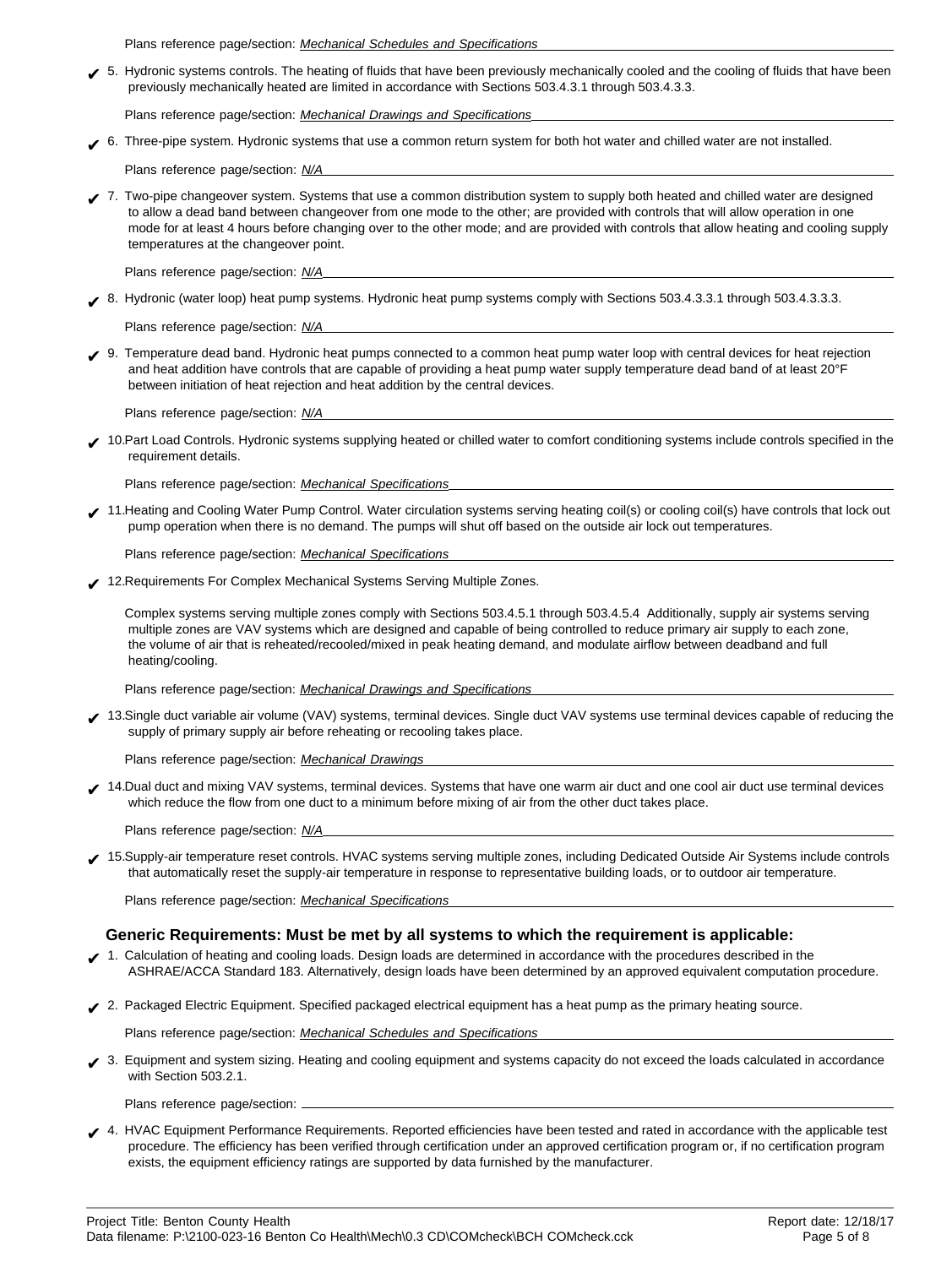Plans reference page/section: *Mechanical Schedules and Specifications*

✔ 5. Hydronic systems controls. The heating of fluids that have been previously mechanically cooled and the cooling of fluids that have been previously mechanically heated are limited in accordance with Sections 503.4.3.1 through 503.4.3.3.

Plans reference page/section: *Mechanical Drawings and Specifications*

✔ 6. Three-pipe system. Hydronic systems that use a common return system for both hot water and chilled water are not installed.

Plans reference page/section: *N/A*

✔ 7. Two-pipe changeover system. Systems that use a common distribution system to supply both heated and chilled water are designed to allow a dead band between changeover from one mode to the other; are provided with controls that will allow operation in one mode for at least 4 hours before changing over to the other mode; and are provided with controls that allow heating and cooling supply temperatures at the changeover point.

Plans reference page/section: *N/A*

✔ 8. Hydronic (water loop) heat pump systems. Hydronic heat pump systems comply with Sections 503.4.3.3.1 through 503.4.3.3.3.

Plans reference page/section: *N/A*

✔ 9. Temperature dead band. Hydronic heat pumps connected to a common heat pump water loop with central devices for heat rejection and heat addition have controls that are capable of providing a heat pump water supply temperature dead band of at least 20°F between initiation of heat rejection and heat addition by the central devices.

Plans reference page/section: *N/A*

✔ 10. Part Load Controls. Hydronic systems supplying heated or chilled water to comfort conditioning systems include controls specified in the requirement details.

Plans reference page/section: *Mechanical Specifications*

✔ 11. Heating and Cooling Water Pump Control. Water circulation systems serving heating coil(s) or cooling coil(s) have controls that lock out pump operation when there is no demand. The pumps will shut off based on the outside air lock out temperatures.

Plans reference page/section: *Mechanical Specifications*

✔ 12. Requirements For Complex Mechanical Systems Serving Multiple Zones.

Complex systems serving multiple zones comply with Sections 503.4.5.1 through 503.4.5.4 Additionally, supply air systems serving multiple zones are VAV systems which are designed and capable of being controlled to reduce primary air supply to each zone, the volume of air that is reheated/recooled/mixed in peak heating demand, and modulate airflow between deadband and full heating/cooling.

Plans reference page/section: *Mechanical Drawings and Specifications*

✔ 13. Single duct variable air volume (VAV) systems, terminal devices. Single duct VAV systems use terminal devices capable of reducing the supply of primary supply air before reheating or recooling takes place.

Plans reference page/section: *Mechanical Drawings*

✔ 14. Dual duct and mixing VAV systems, terminal devices. Systems that have one warm air duct and one cool air duct use terminal devices which reduce the flow from one duct to a minimum before mixing of air from the other duct takes place.

Plans reference page/section: *N/A*

✔ 15. Supply-air temperature reset controls. HVAC systems serving multiple zones, including Dedicated Outside Air Systems include controls that automatically reset the supply-air temperature in response to representative building loads, or to outdoor air temperature.

Plans reference page/section: *Mechanical Specifications*

### Generic Requirements: Must be met by all systems to which the requirement is applicable:

✔ 1. Calculation of heating and cooling loads. Design loads are determined in accordance with the procedures described in the ASHRAE/ACCA Standard 183. Alternatively, design loads have been determined by an approved equivalent computation procedure.

✔ 2. Packaged Electric Equipment. Specified packaged electrical equipment has a heat pump as the primary heating source.

Plans reference page/section: *Mechanical Schedules and Specifications*

✔ 3. Equipment and system sizing. Heating and cooling equipment and systems capacity do not exceed the loads calculated in accordance with Section 503.2.1.

Plans reference page/section:

✔ 4. HVAC Equipment Performance Requirements. Reported efficiencies have been tested and rated in accordance with the applicable test procedure. The efficiency has been verified through certification under an approved certification program or, if no certification program exists, the equipment efficiency ratings are supported by data furnished by the manufacturer.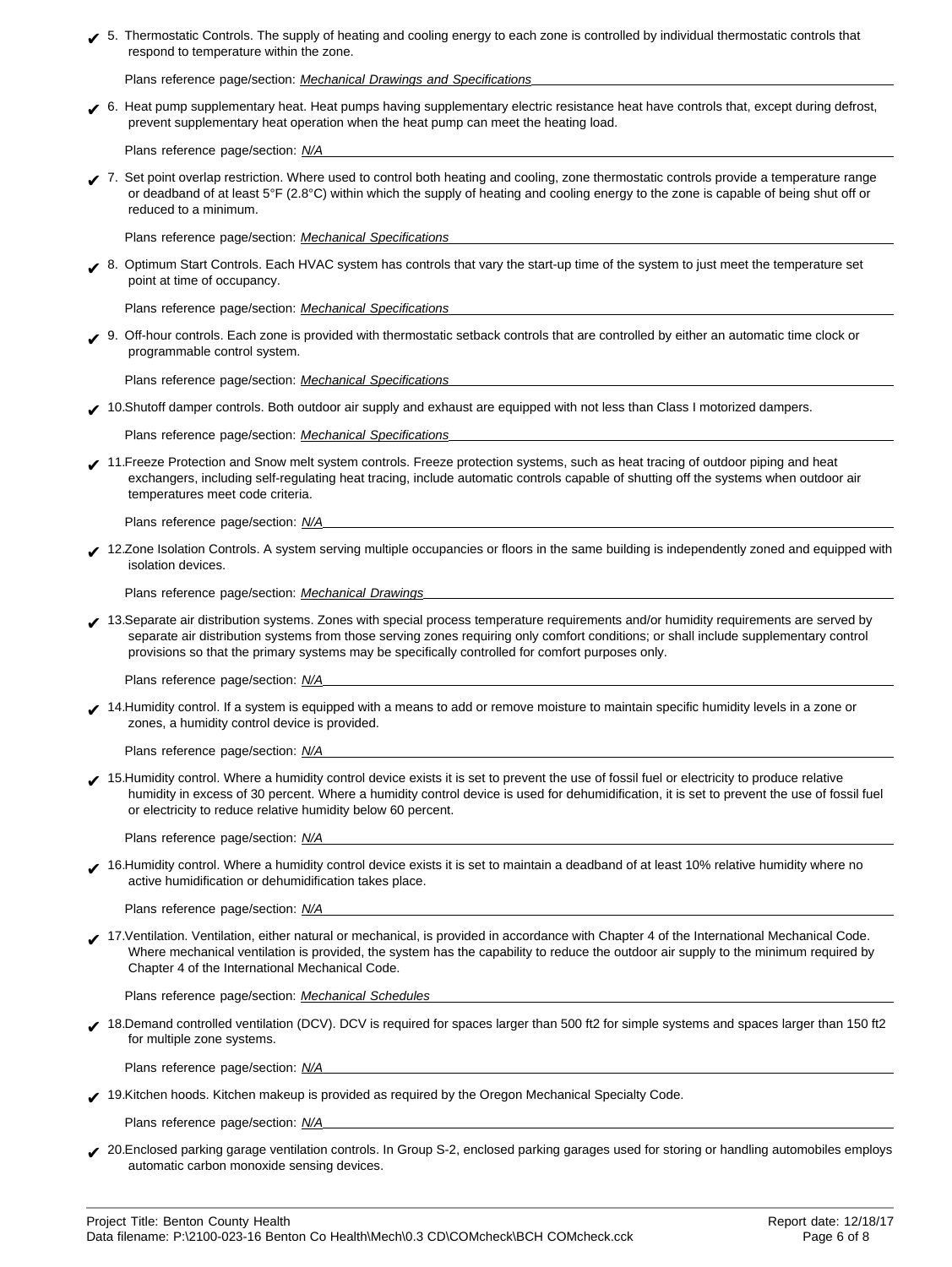✔ 5. Thermostatic Controls. The supply of heating and cooling energy to each zone is controlled by individual thermostatic controls that respond to temperature within the zone.

Plans reference page/section: *Mechanical Drawings and Specifications*

✔ 6. Heat pump supplementary heat. Heat pumps having supplementary electric resistance heat have controls that, except during defrost, prevent supplementary heat operation when the heat pump can meet the heating load.

Plans reference page/section: *N/A*

✔ 7. Set point overlap restriction. Where used to control both heating and cooling, zone thermostatic controls provide a temperature range or deadband of at least 5°F (2.8°C) within which the supply of heating and cooling energy to the zone is capable of being shut off or reduced to a minimum.

Plans reference page/section: *Mechanical Specifications*

✔ 8. Optimum Start Controls. Each HVAC system has controls that vary the start-up time of the system to just meet the temperature set point at time of occupancy.

Plans reference page/section: *Mechanical Specifications*

✔ 9. Off-hour controls. Each zone is provided with thermostatic setback controls that are controlled by either an automatic time clock or programmable control system.

Plans reference page/section: *Mechanical Specifications*

✔ 10.Shutoff damper controls. Both outdoor air supply and exhaust are equipped with not less than Class I motorized dampers.

Plans reference page/section: *Mechanical Specifications*

✔ 11.Freeze Protection and Snow melt system controls. Freeze protection systems, such as heat tracing of outdoor piping and heat exchangers, including self-regulating heat tracing, include automatic controls capable of shutting off the systems when outdoor air temperatures meet code criteria.

Plans reference page/section: *N/A*

✔ 12.Zone Isolation Controls. A system serving multiple occupancies or floors in the same building is independently zoned and equipped with isolation devices.

Plans reference page/section: *Mechanical Drawings*

✔ 13.Separate air distribution systems. Zones with special process temperature requirements and/or humidity requirements are served by separate air distribution systems from those serving zones requiring only comfort conditions; or shall include supplementary control provisions so that the primary systems may be specifically controlled for comfort purposes only.

Plans reference page/section: *N/A*

✔ 14.Humidity control. If a system is equipped with a means to add or remove moisture to maintain specific humidity levels in a zone or zones, a humidity control device is provided.

Plans reference page/section: *N/A*

✔ 15.Humidity control. Where a humidity control device exists it is set to prevent the use of fossil fuel or electricity to produce relative humidity in excess of 30 percent. Where a humidity control device is used for dehumidification, it is set to prevent the use of fossil fuel or electricity to reduce relative humidity below 60 percent.

Plans reference page/section: *N/A*

✔ 16.Humidity control. Where a humidity control device exists it is set to maintain a deadband of at least 10% relative humidity where no active humidification or dehumidification takes place.

Plans reference page/section: *N/A*

✔ 17.Ventilation. Ventilation, either natural or mechanical, is provided in accordance with Chapter 4 of the International Mechanical Code. Where mechanical ventilation is provided, the system has the capability to reduce the outdoor air supply to the minimum required by Chapter 4 of the International Mechanical Code.

Plans reference page/section: *Mechanical Schedules*

✔ 18.Demand controlled ventilation (DCV). DCV is required for spaces larger than 500 ft2 for simple systems and spaces larger than 150 ft2 for multiple zone systems.

Plans reference page/section: *N/A*

✔ 19.Kitchen hoods. Kitchen makeup is provided as required by the Oregon Mechanical Specialty Code.

Plans reference page/section: *N/A*

✔ 20.Enclosed parking garage ventilation controls. In Group S-2, enclosed parking garages used for storing or handling automobiles employs automatic carbon monoxide sensing devices.

Project Title: Benton County Health
Data filename: P:\2100-023-16 Benton Co Health\Mech\0.3 CD\COMcheck\BCH COMcheck.cck

Report date: 12/18/17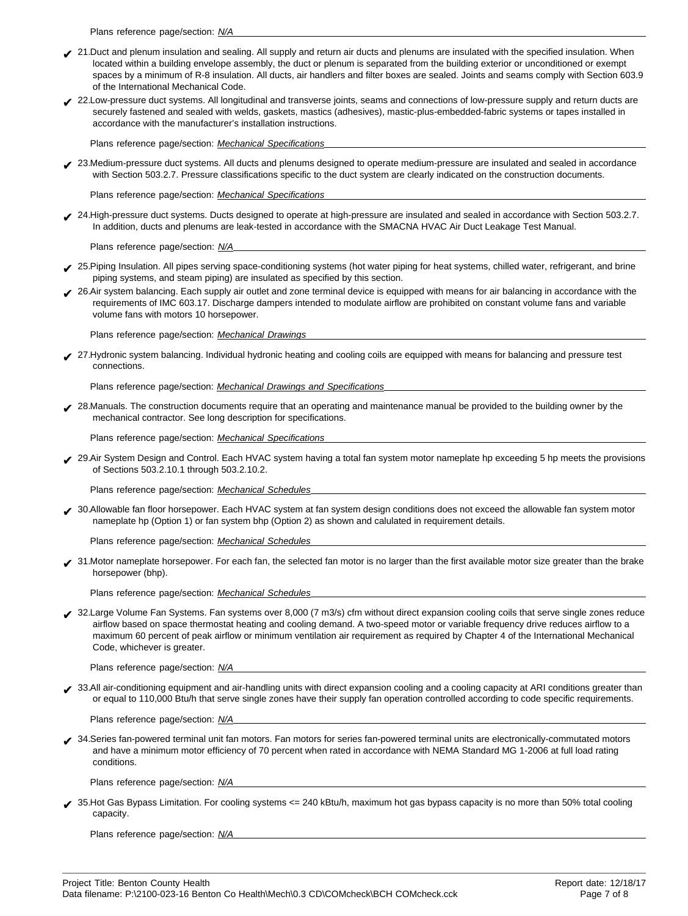Plans reference page/section: *N/A*

✔ 21.Duct and plenum insulation and sealing. All supply and return air ducts and plenums are insulated with the specified insulation. When located within a building envelope assembly, the duct or plenum is separated from the building exterior or unconditioned or exempt spaces by a minimum of R-8 insulation. All ducts, air handlers and filter boxes are sealed. Joints and seams comply with Section 603.9 of the International Mechanical Code.

✔ 22.Low-pressure duct systems. All longitudinal and transverse joints, seams and connections of low-pressure supply and return ducts are securely fastened and sealed with welds, gaskets, mastics (adhesives), mastic-plus-embedded-fabric systems or tapes installed in accordance with the manufacturer's installation instructions.

Plans reference page/section: *Mechanical Specifications*

✔ 23.Medium-pressure duct systems. All ducts and plenums designed to operate medium-pressure are insulated and sealed in accordance with Section 503.2.7. Pressure classifications specific to the duct system are clearly indicated on the construction documents.

Plans reference page/section: *Mechanical Specifications*

✔ 24.High-pressure duct systems. Ducts designed to operate at high-pressure are insulated and sealed in accordance with Section 503.2.7. In addition, ducts and plenums are leak-tested in accordance with the SMACNA HVAC Air Duct Leakage Test Manual.

Plans reference page/section: *N/A*

✔ 25.Piping Insulation. All pipes serving space-conditioning systems (hot water piping for heat systems, chilled water, refrigerant, and brine piping systems, and steam piping) are insulated as specified by this section.

✔ 26.Air system balancing. Each supply air outlet and zone terminal device is equipped with means for air balancing in accordance with the requirements of IMC 603.17. Discharge dampers intended to modulate airflow are prohibited on constant volume fans and variable volume fans with motors 10 horsepower.

Plans reference page/section: *Mechanical Drawings*

✔ 27.Hydronic system balancing. Individual hydronic heating and cooling coils are equipped with means for balancing and pressure test connections.

Plans reference page/section: *Mechanical Drawings and Specifications*

✔ 28.Manuals. The construction documents require that an operating and maintenance manual be provided to the building owner by the mechanical contractor. See long description for specifications.

Plans reference page/section: *Mechanical Specifications*

✔ 29.Air System Design and Control. Each HVAC system having a total fan system motor nameplate hp exceeding 5 hp meets the provisions of Sections 503.2.10.1 through 503.2.10.2.

Plans reference page/section: *Mechanical Schedules*

✔ 30.Allowable fan floor horsepower. Each HVAC system at fan system design conditions does not exceed the allowable fan system motor nameplate hp (Option 1) or fan system bhp (Option 2) as shown and calulated in requirement details.

Plans reference page/section: *Mechanical Schedules*

✔ 31.Motor nameplate horsepower. For each fan, the selected fan motor is no larger than the first available motor size greater than the brake horsepower (bhp).

Plans reference page/section: *Mechanical Schedules*

✔ 32.Large Volume Fan Systems. Fan systems over 8,000 (7 m3/s) cfm without direct expansion cooling coils that serve single zones reduce airflow based on space thermostat heating and cooling demand. A two-speed motor or variable frequency drive reduces airflow to a maximum 60 percent of peak airflow or minimum ventilation air requirement as required by Chapter 4 of the International Mechanical Code, whichever is greater.

Plans reference page/section: *N/A*

✔ 33.All air-conditioning equipment and air-handling units with direct expansion cooling and a cooling capacity at ARI conditions greater than or equal to 110,000 Btu/h that serve single zones have their supply fan operation controlled according to code specific requirements.

Plans reference page/section: *N/A*

✔ 34.Series fan-powered terminal unit fan motors. Fan motors for series fan-powered terminal units are electronically-commutated motors and have a minimum motor efficiency of 70 percent when rated in accordance with NEMA Standard MG 1-2006 at full load rating conditions.

Plans reference page/section: *N/A*

✔ 35.Hot Gas Bypass Limitation. For cooling systems <= 240 kBtu/h, maximum hot gas bypass capacity is no more than 50% total cooling capacity.

Plans reference page/section: *N/A*

Project Title: Benton County Health
Data filename: P:\2100-023-16 Benton Co Health\Mech\0.3 CD\COMcheck\BCH COMcheck.cck

Report date: 12/18/17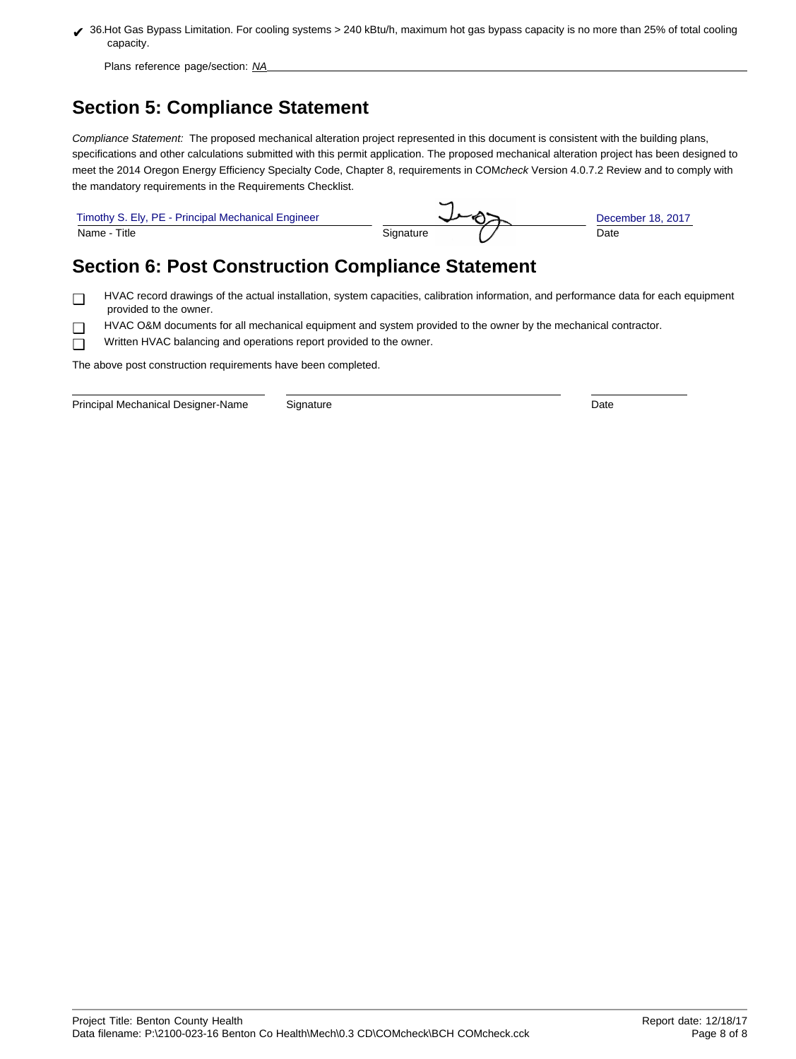✔ 36.Hot Gas Bypass Limitation. For cooling systems > 240 kBtu/h, maximum hot gas bypass capacity is no more than 25% of total cooling capacity.

Plans reference page/section: _NA_

## Section 5: Compliance Statement

*Compliance Statement:* The proposed mechanical alteration project represented in this document is consistent with the building plans, specifications and other calculations submitted with this permit application. The proposed mechanical alteration project has been designed to meet the 2014 Oregon Energy Efficiency Specialty Code, Chapter 8, requirements in COM*check* Version 4.0.7.2 Review and to comply with the mandatory requirements in the Requirements Checklist.

| Timothy S. Ely, PE - Principal Mechanical Engineer | | December 18, 2017 |
|---|---|---|
| Name - Title | Signature | Date |

## Section 6: Post Construction Compliance Statement

- ☐ HVAC record drawings of the actual installation, system capacities, calibration information, and performance data for each equipment provided to the owner.
- ☐ HVAC O&M documents for all mechanical equipment and system provided to the owner by the mechanical contractor.
- ☐ Written HVAC balancing and operations report provided to the owner.

The above post construction requirements have been completed.

| | | |
|---|---|---|
| Principal Mechanical Designer-Name | Signature | Date |

Project Title: Benton County Health
Data filename: P:\2100-023-16 Benton Co Health\Mech\0.3 CD\COMcheck\BCH COMcheck.cck
Report date: 12/18/17